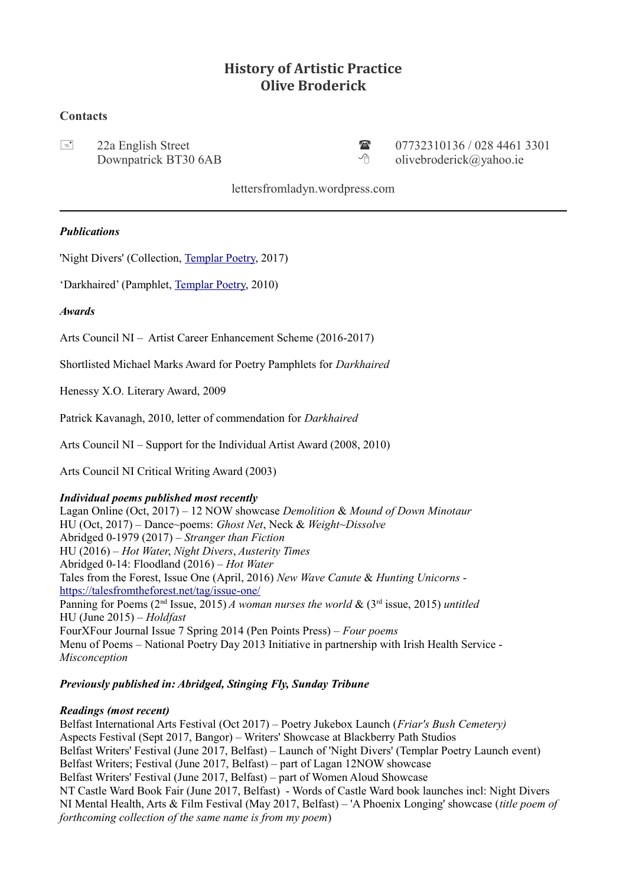# History of Artistic Practice
# Olive Broderick

## Contacts

22a English Street
Downpatrick BT30 6AB

07732310136 / 028 4461 3301
olivebroderick@yahoo.ie

lettersfromladyn.wordpress.com

---

***Publications***

'Night Divers' (Collection, [Templar Poetry](), 2017)

'Darkhaired' (Pamphlet, [Templar Poetry](), 2010)

***Awards***

Arts Council NI – Artist Career Enhancement Scheme (2016-2017)

Shortlisted Michael Marks Award for Poetry Pamphlets for *Darkhaired*

Henessy X.O. Literary Award, 2009

Patrick Kavanagh, 2010, letter of commendation for *Darkhaired*

Arts Council NI – Support for the Individual Artist Award (2008, 2010)

Arts Council NI Critical Writing Award (2003)

***Individual poems published most recently***

Lagan Online (Oct, 2017) – 12 NOW showcase *Demolition* & *Mound of Down Minotaur*
HU (Oct, 2017) – Dance~poems: *Ghost Net*, Neck & *Weight~Dissolve*
Abridged 0-1979 (2017) – *Stranger than Fiction*
HU (2016) – *Hot Water*, *Night Divers*, *Austerity Times*
Abridged 0-14: Floodland (2016) – *Hot Water*
Tales from the Forest, Issue One (April, 2016) *New Wave Canute* & *Hunting Unicorns* - https://talesfromtheforest.net/tag/issue-one/
Panning for Poems (2nd Issue, 2015) *A woman nurses the world* & (3rd issue, 2015) *untitled*
HU (June 2015) – *Holdfast*
FourXFour Journal Issue 7 Spring 2014 (Pen Points Press) – *Four poems*
Menu of Poems – National Poetry Day 2013 Initiative in partnership with Irish Health Service - *Misconception*

***Previously published in: Abridged, Stinging Fly, Sunday Tribune***

***Readings (most recent)***

Belfast International Arts Festival (Oct 2017) – Poetry Jukebox Launch (*Friar's Bush Cemetery)*
Aspects Festival (Sept 2017, Bangor) – Writers' Showcase at Blackberry Path Studios
Belfast Writers' Festival (June 2017, Belfast) – Launch of 'Night Divers' (Templar Poetry Launch event)
Belfast Writers; Festival (June 2017, Belfast) – part of Lagan 12NOW showcase
Belfast Writers' Festival (June 2017, Belfast) – part of Women Aloud Showcase
NT Castle Ward Book Fair (June 2017, Belfast) - Words of Castle Ward book launches incl: Night Divers
NI Mental Health, Arts & Film Festival (May 2017, Belfast) – 'A Phoenix Longing' showcase (*title poem of forthcoming collection of the same name is from my poem*)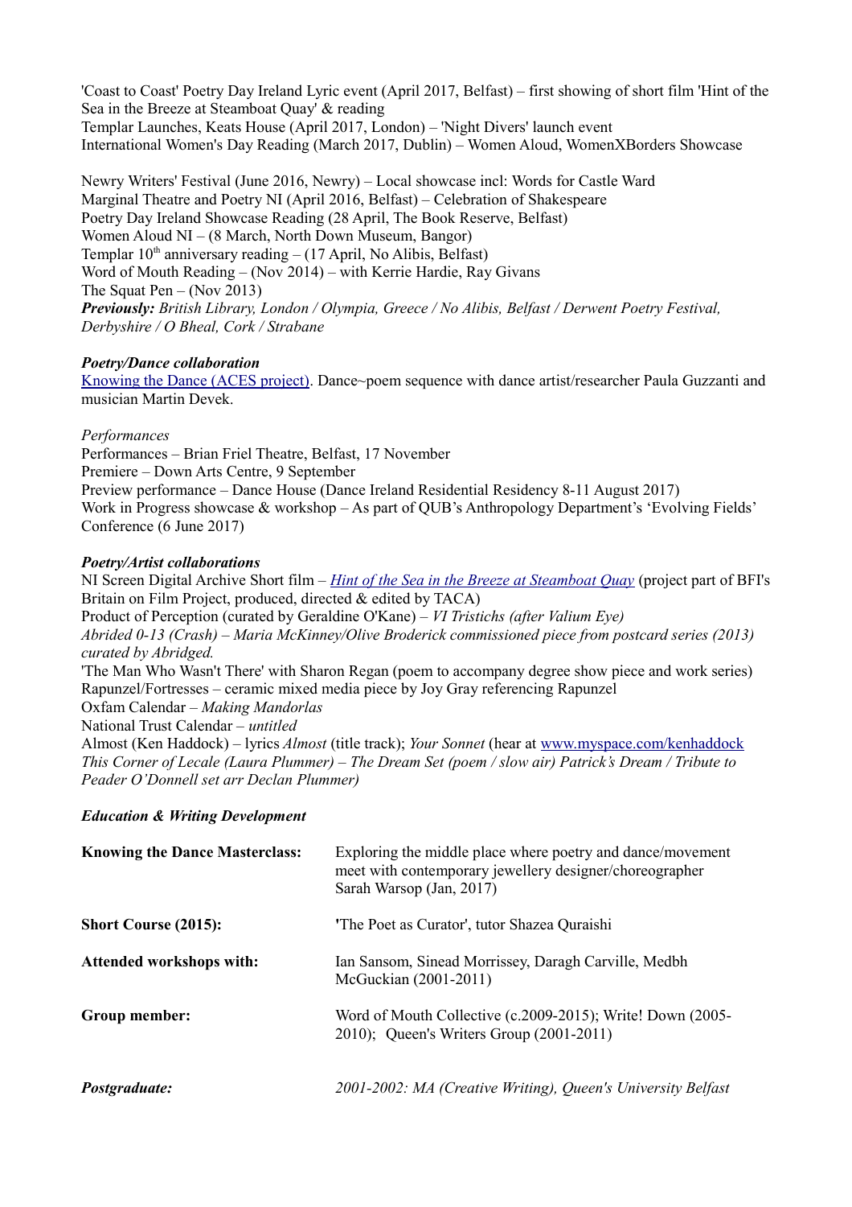'Coast to Coast' Poetry Day Ireland Lyric event (April 2017, Belfast) – first showing of short film 'Hint of the Sea in the Breeze at Steamboat Quay' & reading
Templar Launches, Keats House (April 2017, London) – 'Night Divers' launch event
International Women's Day Reading (March 2017, Dublin) – Women Aloud, WomenXBorders Showcase

Newry Writers' Festival (June 2016, Newry) – Local showcase incl: Words for Castle Ward
Marginal Theatre and Poetry NI (April 2016, Belfast) – Celebration of Shakespeare
Poetry Day Ireland Showcase Reading (28 April, The Book Reserve, Belfast)
Women Aloud NI – (8 March, North Down Museum, Bangor)
Templar 10th anniversary reading – (17 April, No Alibis, Belfast)
Word of Mouth Reading – (Nov 2014) – with Kerrie Hardie, Ray Givans
The Squat Pen – (Nov 2013)
***Previously:*** *British Library, London / Olympia, Greece / No Alibis, Belfast / Derwent Poetry Festival, Derbyshire / O Bheal, Cork / Strabane*

***Poetry/Dance collaboration***

[Knowing the Dance (ACES project)](). Dance~poem sequence with dance artist/researcher Paula Guzzanti and musician Martin Devek.

*Performances*

Performances – Brian Friel Theatre, Belfast, 17 November
Premiere – Down Arts Centre, 9 September
Preview performance – Dance House (Dance Ireland Residential Residency 8-11 August 2017)
Work in Progress showcase & workshop – As part of QUB's Anthropology Department's 'Evolving Fields' Conference (6 June 2017)

***Poetry/Artist collaborations***

NI Screen Digital Archive Short film – [*Hint of the Sea in the Breeze at Steamboat Quay*]() (project part of BFI's Britain on Film Project, produced, directed & edited by TACA)
Product of Perception (curated by Geraldine O'Kane) – *VI Tristichs (after Valium Eye)*
*Abrided 0-13 (Crash) – Maria McKinney/Olive Broderick commissioned piece from postcard series (2013) curated by Abridged.*
'The Man Who Wasn't There' with Sharon Regan (poem to accompany degree show piece and work series)
Rapunzel/Fortresses – ceramic mixed media piece by Joy Gray referencing Rapunzel
Oxfam Calendar – *Making Mandorlas*
National Trust Calendar – *untitled*
Almost (Ken Haddock) – lyrics *Almost* (title track); *Your Sonnet* (hear at [www.myspace.com/kenhaddock]()
*This Corner of Lecale (Laura Plummer) – The Dream Set (poem / slow air) Patrick's Dream / Tribute to Peader O'Donnell set arr Declan Plummer)*

***Education & Writing Development***

| | |
|---|---|
| **Knowing the Dance Masterclass:** | Exploring the middle place where poetry and dance/movement meet with contemporary jewellery designer/choreographer Sarah Warsop (Jan, 2017) |
| **Short Course (2015):** | 'The Poet as Curator', tutor Shazea Quraishi |
| **Attended workshops with:** | Ian Sansom, Sinead Morrissey, Daragh Carville, Medbh McGuckian (2001-2011) |
| **Group member:** | Word of Mouth Collective (c.2009-2015); Write! Down (2005-2010); Queen's Writers Group (2001-2011) |
| ***Postgraduate:*** | *2001-2002: MA (Creative Writing), Queen's University Belfast* |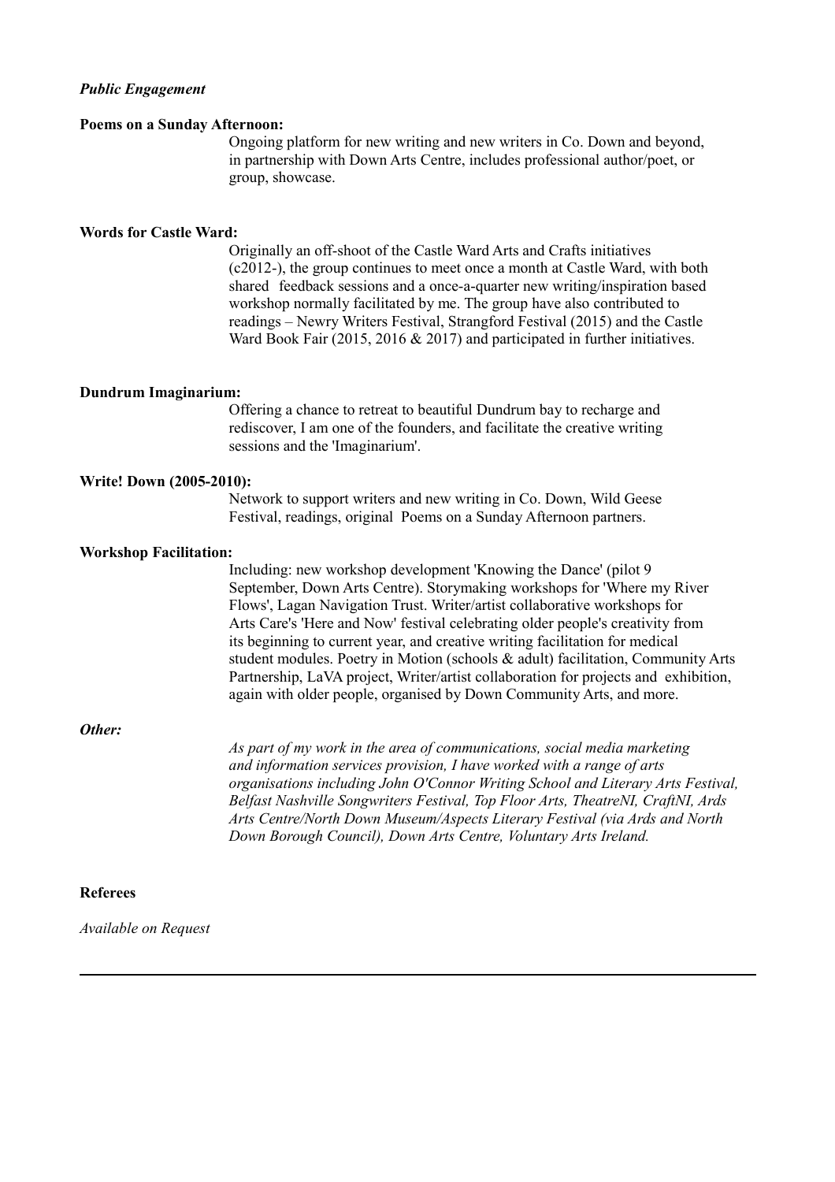*Public Engagement*

**Poems on a Sunday Afternoon:**

Ongoing platform for new writing and new writers in Co. Down and beyond, in partnership with Down Arts Centre, includes professional author/poet, or group, showcase.

**Words for Castle Ward:**

Originally an off-shoot of the Castle Ward Arts and Crafts initiatives (c2012-), the group continues to meet once a month at Castle Ward, with both shared feedback sessions and a once-a-quarter new writing/inspiration based workshop normally facilitated by me. The group have also contributed to readings – Newry Writers Festival, Strangford Festival (2015) and the Castle Ward Book Fair (2015, 2016 & 2017) and participated in further initiatives.

**Dundrum Imaginarium:**

Offering a chance to retreat to beautiful Dundrum bay to recharge and rediscover, I am one of the founders, and facilitate the creative writing sessions and the 'Imaginarium'.

**Write! Down (2005-2010):**

Network to support writers and new writing in Co. Down, Wild Geese Festival, readings, original Poems on a Sunday Afternoon partners.

**Workshop Facilitation:**

Including: new workshop development 'Knowing the Dance' (pilot 9 September, Down Arts Centre). Storymaking workshops for 'Where my River Flows', Lagan Navigation Trust. Writer/artist collaborative workshops for Arts Care's 'Here and Now' festival celebrating older people's creativity from its beginning to current year, and creative writing facilitation for medical student modules. Poetry in Motion (schools & adult) facilitation, Community Arts Partnership, LaVA project, Writer/artist collaboration for projects and exhibition, again with older people, organised by Down Community Arts, and more.

***Other:***

*As part of my work in the area of communications, social media marketing and information services provision, I have worked with a range of arts organisations including John O'Connor Writing School and Literary Arts Festival, Belfast Nashville Songwriters Festival, Top Floor Arts, TheatreNI, CraftNI, Ards Arts Centre/North Down Museum/Aspects Literary Festival (via Ards and North Down Borough Council), Down Arts Centre, Voluntary Arts Ireland.*

**Referees**

*Available on Request*